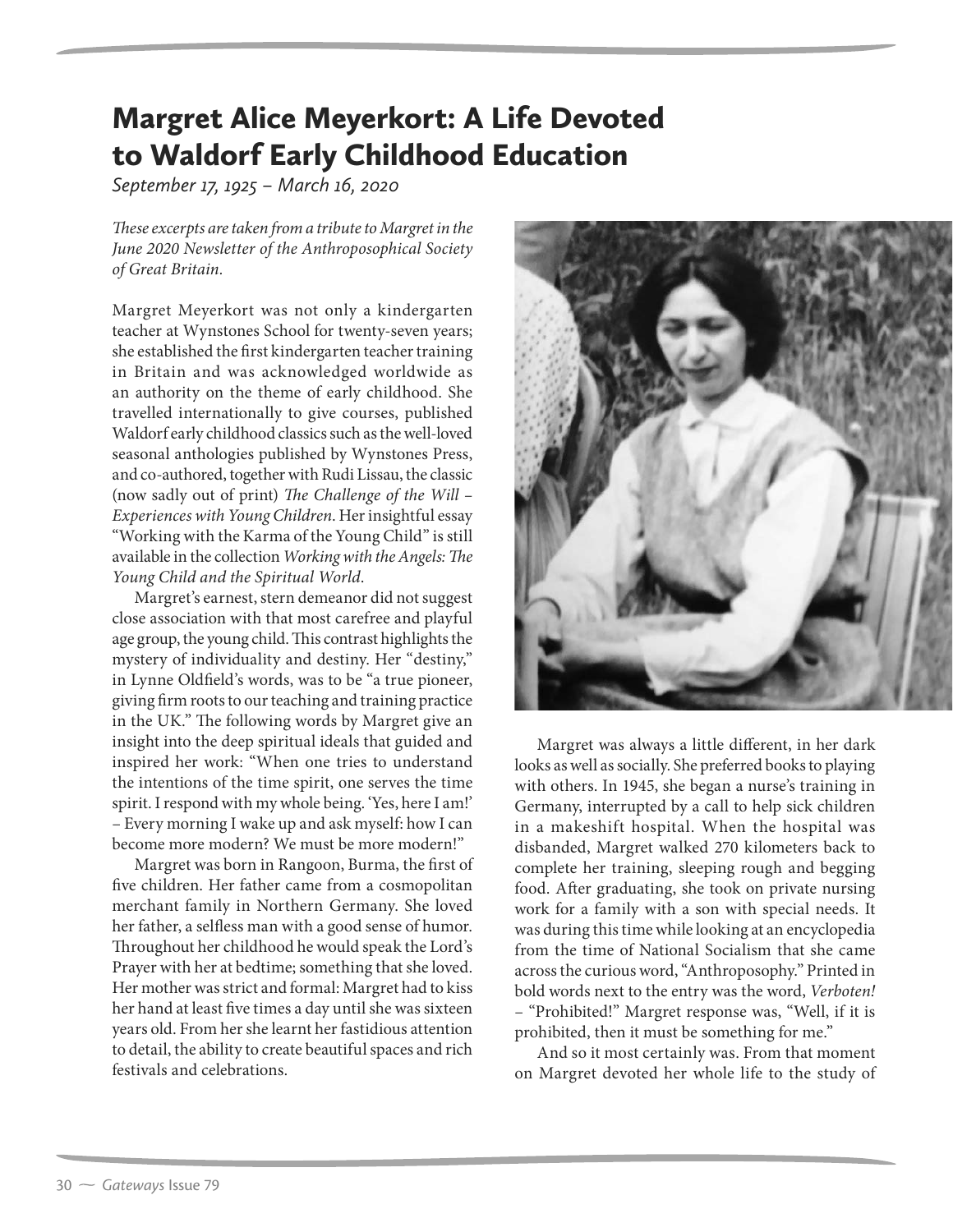# Margret Alice Meyerkort: A Life Devoted to Waldorf Early Childhood Education

*September 17, 1925 – March 16, 2020*

*These excerpts are taken from a tribute to Margret in the June 2020 Newsletter of the Anthroposophical Society of Great Britain.*

Margret Meyerkort was not only a kindergarten teacher at Wynstones School for twenty-seven years; she established the first kindergarten teacher training in Britain and was acknowledged worldwide as an authority on the theme of early childhood. She travelled internationally to give courses, published Waldorf early childhood classics such as the well-loved seasonal anthologies published by Wynstones Press, and co-authored, together with Rudi Lissau, the classic (now sadly out of print) *The Challenge of the Will – Experiences with Young Children*. Her insightful essay "Working with the Karma of the Young Child" is still available in the collection *Working with the Angels: The Young Child and the Spiritual World*.

Margret's earnest, stern demeanor did not suggest close association with that most carefree and playful age group, the young child. This contrast highlights the mystery of individuality and destiny. Her "destiny," in Lynne Oldfield's words, was to be "a true pioneer, giving firm roots to our teaching and training practice in the UK." The following words by Margret give an insight into the deep spiritual ideals that guided and inspired her work: "When one tries to understand the intentions of the time spirit, one serves the time spirit. I respond with my whole being. 'Yes, here I am!' – Every morning I wake up and ask myself: how I can become more modern? We must be more modern!"

Margret was born in Rangoon, Burma, the first of five children. Her father came from a cosmopolitan merchant family in Northern Germany. She loved her father, a selfless man with a good sense of humor. Throughout her childhood he would speak the Lord's Prayer with her at bedtime; something that she loved. Her mother was strict and formal: Margret had to kiss her hand at least five times a day until she was sixteen years old. From her she learnt her fastidious attention to detail, the ability to create beautiful spaces and rich festivals and celebrations.

Margret was always a little different, in her dark looks as well as socially. She preferred books to playing with others. In 1945, she began a nurse's training in Germany, interrupted by a call to help sick children in a makeshift hospital. When the hospital was disbanded, Margret walked 270 kilometers back to complete her training, sleeping rough and begging food. After graduating, she took on private nursing work for a family with a son with special needs. It was during this time while looking at an encyclopedia from the time of National Socialism that she came across the curious word, "Anthroposophy." Printed in bold words next to the entry was the word, *Verboten!* – "Prohibited!" Margret response was, "Well, if it is prohibited, then it must be something for me."

And so it most certainly was. From that moment on Margret devoted her whole life to the study of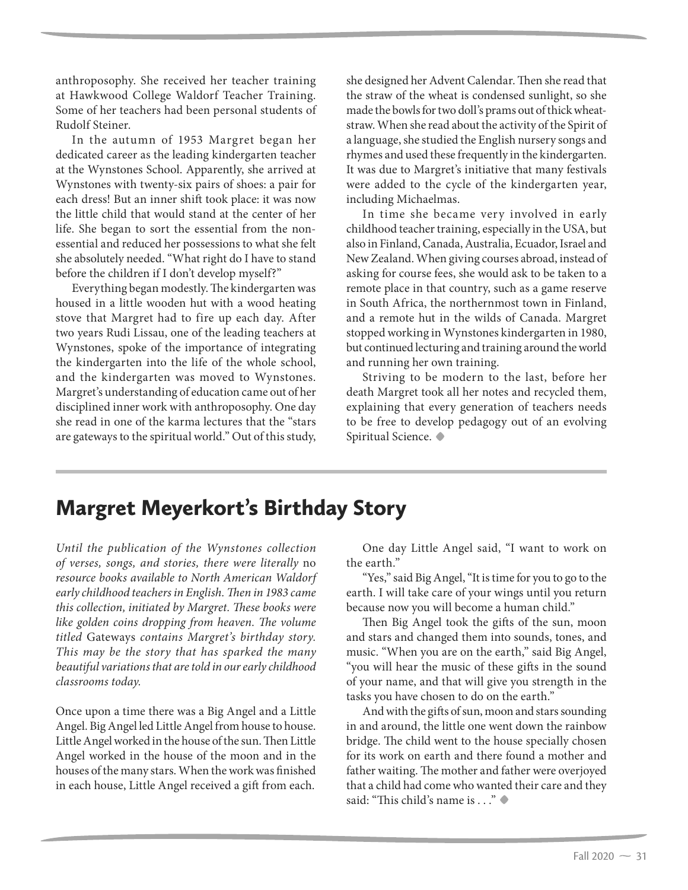anthroposophy. She received her teacher training at Hawkwood College Waldorf Teacher Training. Some of her teachers had been personal students of Rudolf Steiner.

In the autumn of 1953 Margret began her dedicated career as the leading kindergarten teacher at the Wynstones School. Apparently, she arrived at Wynstones with twenty-six pairs of shoes: a pair for each dress! But an inner shift took place: it was now the little child that would stand at the center of her life. She began to sort the essential from the non-essential and reduced her possessions to what she felt she absolutely needed. "What right do I have to stand before the children if I don't develop myself?"

Everything began modestly. The kindergarten was housed in a little wooden hut with a wood heating stove that Margret had to fire up each day. After two years Rudi Lissau, one of the leading teachers at Wynstones, spoke of the importance of integrating the kindergarten into the life of the whole school, and the kindergarten was moved to Wynstones. Margret's understanding of education came out of her disciplined inner work with anthroposophy. One day she read in one of the karma lectures that the "stars are gateways to the spiritual world." Out of this study, she designed her Advent Calendar. Then she read that the straw of the wheat is condensed sunlight, so she made the bowls for two doll's prams out of thick wheat-straw. When she read about the activity of the Spirit of a language, she studied the English nursery songs and rhymes and used these frequently in the kindergarten. It was due to Margret's initiative that many festivals were added to the cycle of the kindergarten year, including Michaelmas.

In time she became very involved in early childhood teacher training, especially in the USA, but also in Finland, Canada, Australia, Ecuador, Israel and New Zealand. When giving courses abroad, instead of asking for course fees, she would ask to be taken to a remote place in that country, such as a game reserve in South Africa, the northernmost town in Finland, and a remote hut in the wilds of Canada. Margret stopped working in Wynstones kindergarten in 1980, but continued lecturing and training around the world and running her own training.

Striving to be modern to the last, before her death Margret took all her notes and recycled them, explaining that every generation of teachers needs to be free to develop pedagogy out of an evolving Spiritual Science. ◆

## Margret Meyerkort's Birthday Story

*Until the publication of the Wynstones collection of verses, songs, and stories, there were literally* no *resource books available to North American Waldorf early childhood teachers in English. Then in 1983 came this collection, initiated by Margret. These books were like golden coins dropping from heaven. The volume titled* Gateways *contains Margret's birthday story. This may be the story that has sparked the many beautiful variations that are told in our early childhood classrooms today.*

Once upon a time there was a Big Angel and a Little Angel. Big Angel led Little Angel from house to house. Little Angel worked in the house of the sun. Then Little Angel worked in the house of the moon and in the houses of the many stars. When the work was finished in each house, Little Angel received a gift from each.

One day Little Angel said, "I want to work on the earth."

"Yes," said Big Angel, "It is time for you to go to the earth. I will take care of your wings until you return because now you will become a human child."

Then Big Angel took the gifts of the sun, moon and stars and changed them into sounds, tones, and music. "When you are on the earth," said Big Angel, "you will hear the music of these gifts in the sound of your name, and that will give you strength in the tasks you have chosen to do on the earth."

And with the gifts of sun, moon and stars sounding in and around, the little one went down the rainbow bridge. The child went to the house specially chosen for its work on earth and there found a mother and father waiting. The mother and father were overjoyed that a child had come who wanted their care and they said: "This child's name is . . ." ◆